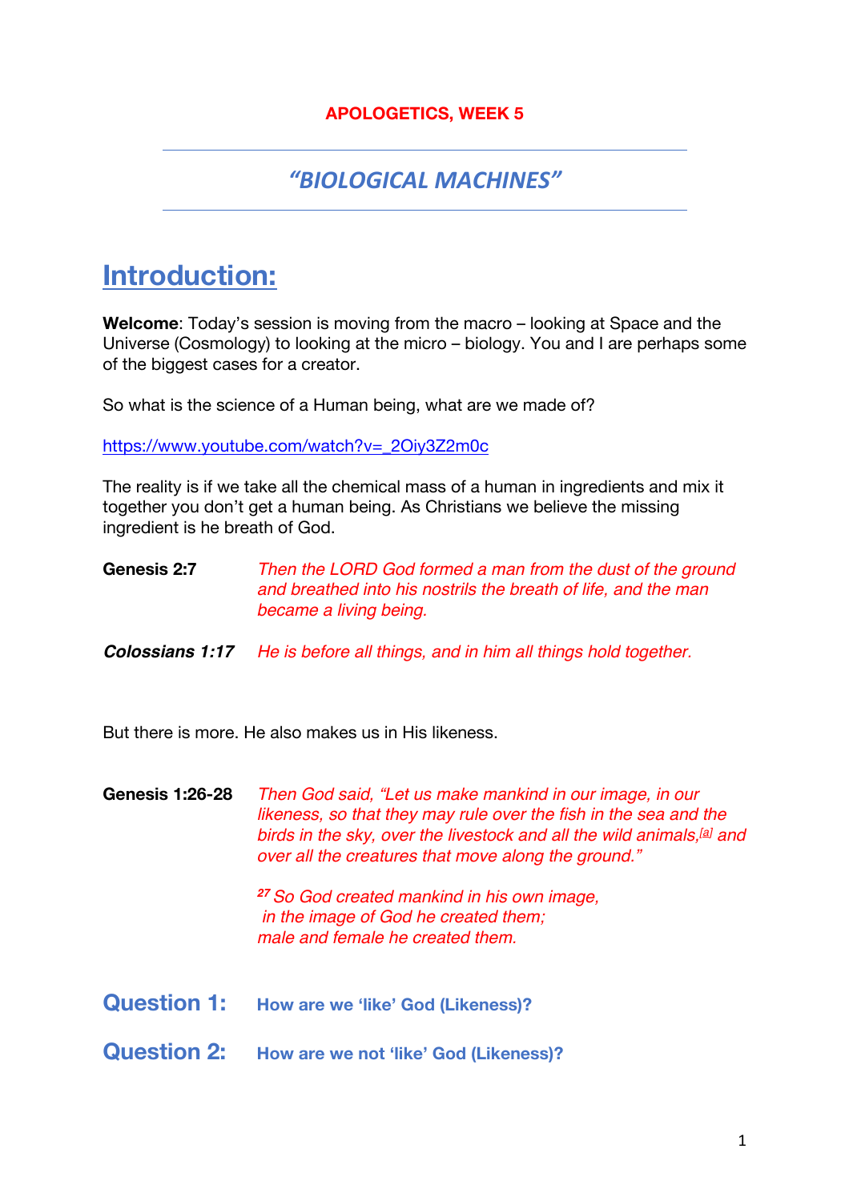**APOLOGETICS, WEEK 5**

# *"BIOLOGICAL MACHINES"*

## Introduction:

**Welcome**: Today's session is moving from the macro – looking at Space and the Universe (Cosmology) to looking at the micro – biology. You and I are perhaps some of the biggest cases for a creator.

So what is the science of a Human being, what are we made of?

https://www.youtube.com/watch?v=_2Oiy3Z2m0c

The reality is if we take all the chemical mass of a human in ingredients and mix it together you don't get a human being. As Christians we believe the missing ingredient is he breath of God.

**Genesis 2:7** *Then the LORD God formed a man from the dust of the ground and breathed into his nostrils the breath of life, and the man became a living being.*

***Colossians 1:17*** *He is before all things, and in him all things hold together.*

But there is more. He also makes us in His likeness.

**Genesis 1:26-28** *Then God said, "Let us make mankind in our image, in our likeness, so that they may rule over the fish in the sea and the birds in the sky, over the livestock and all the wild animals,[a] and over all the creatures that move along the ground."*

*[27] So God created mankind in his own image,*
*in the image of God he created them;*
*male and female he created them.*

### Question 1: How are we 'like' God (Likeness)?

### Question 2: How are we not 'like' God (Likeness)?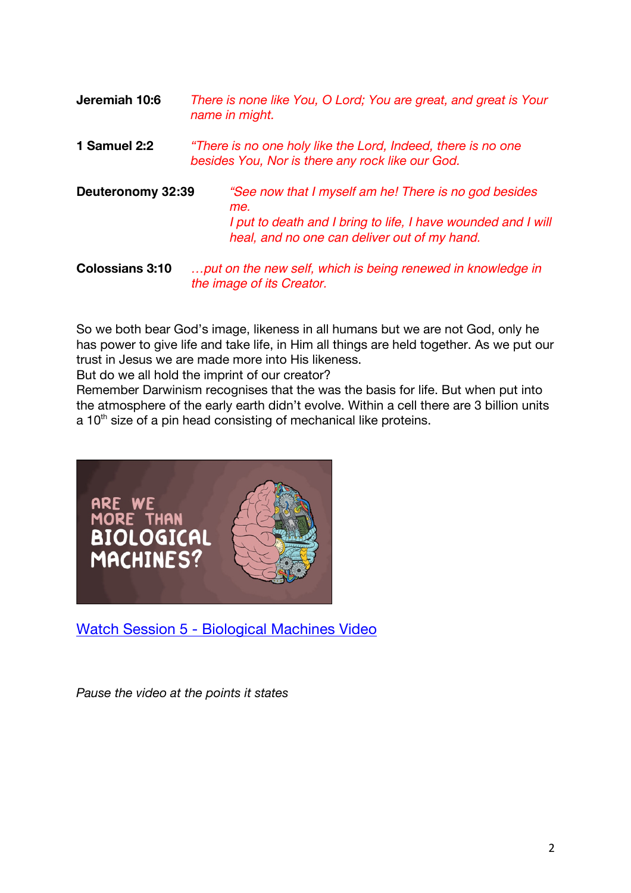**Jeremiah 10:6** *There is none like You, O Lord; You are great, and great is Your name in might.*

**1 Samuel 2:2** *"There is no one holy like the Lord, Indeed, there is no one besides You, Nor is there any rock like our God.*

**Deuteronomy 32:39** *"See now that I myself am he! There is no god besides me.*
*I put to death and I bring to life, I have wounded and I will heal, and no one can deliver out of my hand.*

**Colossians 3:10** *…put on the new self, which is being renewed in knowledge in the image of its Creator.*

So we both bear God's image, likeness in all humans but we are not God, only he has power to give life and take life, in Him all things are held together. As we put our trust in Jesus we are made more into His likeness.
But do we all hold the imprint of our creator?
Remember Darwinism recognises that the was the basis for life. But when put into the atmosphere of the early earth didn't evolve. Within a cell there are 3 billion units a 10th size of a pin head consisting of mechanical like proteins.

ARE WE MORE THAN BIOLOGICAL MACHINES?

[Watch Session 5 - Biological Machines Video]

*Pause the video at the points it states*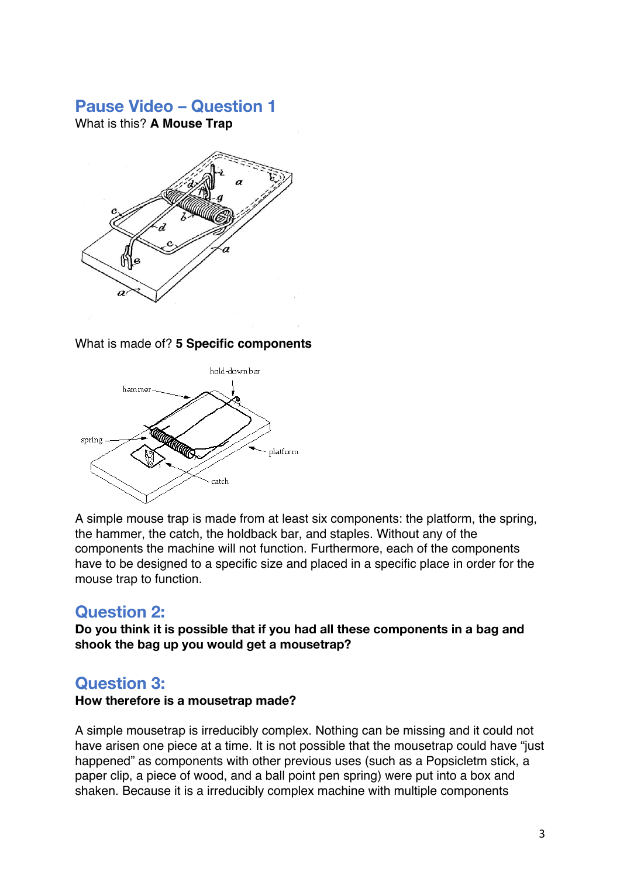## Pause Video – Question 1

What is this? **A Mouse Trap**

What is made of? **5 Specific components**

A simple mouse trap is made from at least six components: the platform, the spring, the hammer, the catch, the holdback bar, and staples. Without any of the components the machine will not function. Furthermore, each of the components have to be designed to a specific size and placed in a specific place in order for the mouse trap to function.

## Question 2:

**Do you think it is possible that if you had all these components in a bag and shook the bag up you would get a mousetrap?**

## Question 3:

**How therefore is a mousetrap made?**

A simple mousetrap is irreducibly complex. Nothing can be missing and it could not have arisen one piece at a time. It is not possible that the mousetrap could have "just happened" as components with other previous uses (such as a Popsicletm stick, a paper clip, a piece of wood, and a ball point pen spring) were put into a box and shaken. Because it is a irreducibly complex machine with multiple components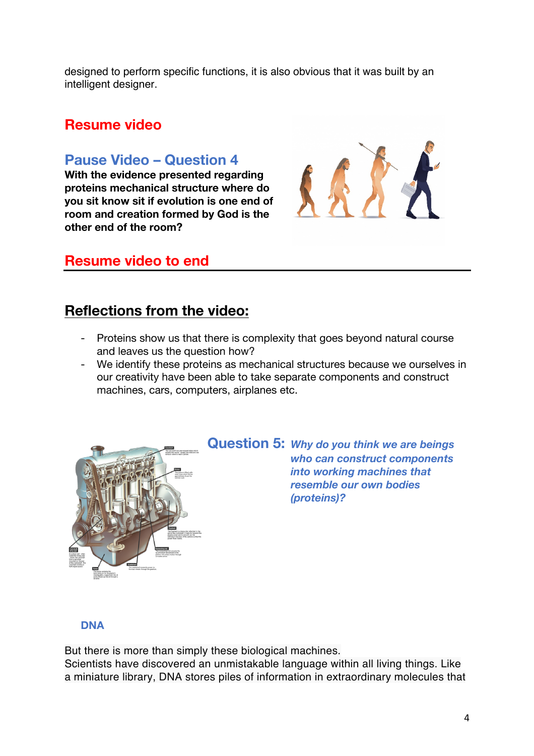designed to perform specific functions, it is also obvious that it was built by an intelligent designer.

## Resume video

## Pause Video – Question 4

**With the evidence presented regarding proteins mechanical structure where do you sit know sit if evolution is one end of room and creation formed by God is the other end of the room?**

## Resume video to end

---

## Reflections from the video:

- Proteins show us that there is complexity that goes beyond natural course and leaves us the question how?
- We identify these proteins as mechanical structures because we ourselves in our creativity have been able to take separate components and construct machines, cars, computers, airplanes etc.

## Question 5: *Why do you think we are beings who can construct components into working machines that resemble our own bodies (proteins)?*

### DNA

But there is more than simply these biological machines.
Scientists have discovered an unmistakable language within all living things. Like a miniature library, DNA stores piles of information in extraordinary molecules that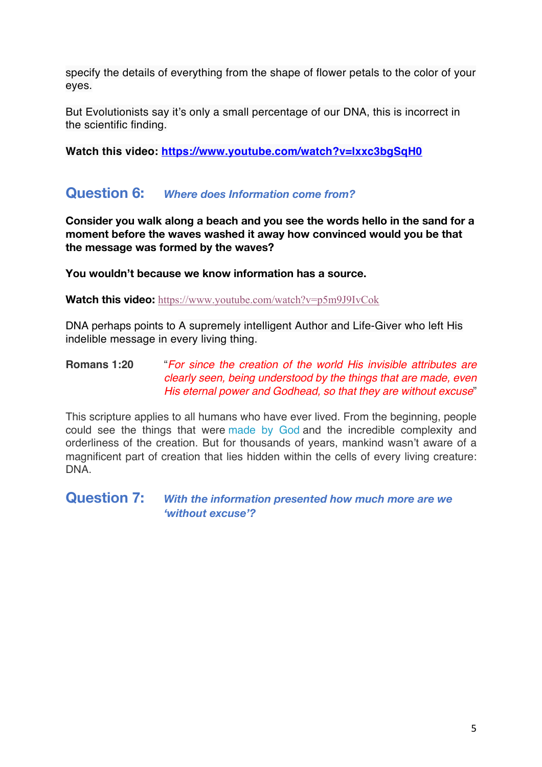specify the details of everything from the shape of flower petals to the color of your eyes.

But Evolutionists say it's only a small percentage of our DNA, this is incorrect in the scientific finding.

**Watch this video: https://www.youtube.com/watch?v=Ixxc3bgSqH0**

## Question 6: *Where does Information come from?*

**Consider you walk along a beach and you see the words hello in the sand for a moment before the waves washed it away how convinced would you be that the message was formed by the waves?**

**You wouldn't because we know information has a source.**

**Watch this video:** https://www.youtube.com/watch?v=p5m9J9IvCok

DNA perhaps points to A supremely intelligent Author and Life-Giver who left His indelible message in every living thing.

**Romans 1:20** "*For since the creation of the world His invisible attributes are clearly seen, being understood by the things that are made, even His eternal power and Godhead, so that they are without excuse*"

This scripture applies to all humans who have ever lived. From the beginning, people could see the things that were made by God and the incredible complexity and orderliness of the creation. But for thousands of years, mankind wasn't aware of a magnificent part of creation that lies hidden within the cells of every living creature: DNA.

## Question 7: *With the information presented how much more are we 'without excuse'?*